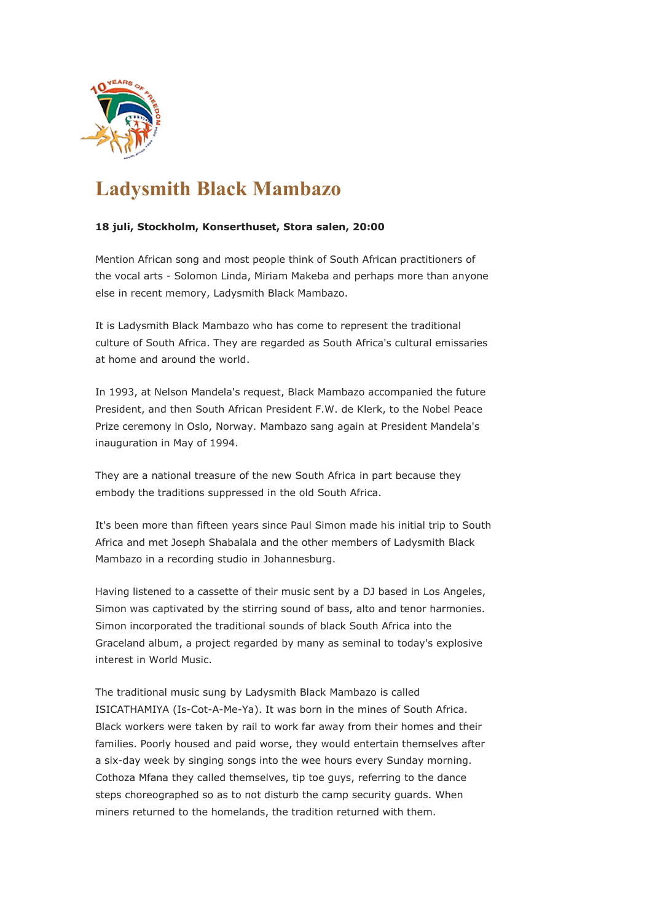# Ladysmith Black Mambazo

**18 juli, Stockholm, Konserthuset, Stora salen, 20:00**

Mention African song and most people think of South African practitioners of the vocal arts - Solomon Linda, Miriam Makeba and perhaps more than anyone else in recent memory, Ladysmith Black Mambazo.

It is Ladysmith Black Mambazo who has come to represent the traditional culture of South Africa. They are regarded as South Africa's cultural emissaries at home and around the world.

In 1993, at Nelson Mandela's request, Black Mambazo accompanied the future President, and then South African President F.W. de Klerk, to the Nobel Peace Prize ceremony in Oslo, Norway. Mambazo sang again at President Mandela's inauguration in May of 1994.

They are a national treasure of the new South Africa in part because they embody the traditions suppressed in the old South Africa.

It's been more than fifteen years since Paul Simon made his initial trip to South Africa and met Joseph Shabalala and the other members of Ladysmith Black Mambazo in a recording studio in Johannesburg.

Having listened to a cassette of their music sent by a DJ based in Los Angeles, Simon was captivated by the stirring sound of bass, alto and tenor harmonies. Simon incorporated the traditional sounds of black South Africa into the Graceland album, a project regarded by many as seminal to today's explosive interest in World Music.

The traditional music sung by Ladysmith Black Mambazo is called ISICATHAMIYA (Is-Cot-A-Me-Ya). It was born in the mines of South Africa. Black workers were taken by rail to work far away from their homes and their families. Poorly housed and paid worse, they would entertain themselves after a six-day week by singing songs into the wee hours every Sunday morning. Cothoza Mfana they called themselves, tip toe guys, referring to the dance steps choreographed so as to not disturb the camp security guards. When miners returned to the homelands, the tradition returned with them.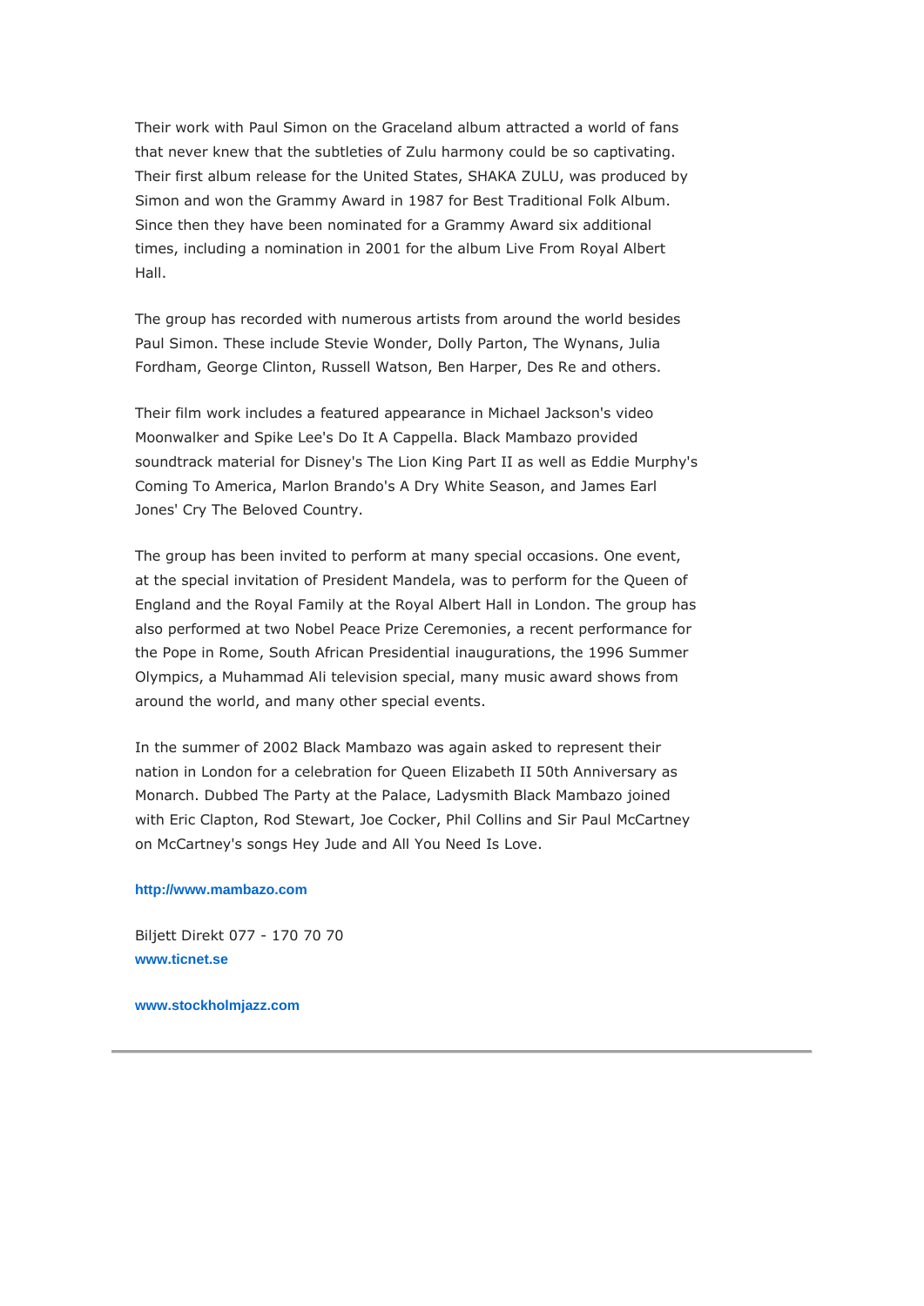Their work with Paul Simon on the Graceland album attracted a world of fans that never knew that the subtleties of Zulu harmony could be so captivating. Their first album release for the United States, SHAKA ZULU, was produced by Simon and won the Grammy Award in 1987 for Best Traditional Folk Album. Since then they have been nominated for a Grammy Award six additional times, including a nomination in 2001 for the album Live From Royal Albert Hall.

The group has recorded with numerous artists from around the world besides Paul Simon. These include Stevie Wonder, Dolly Parton, The Wynans, Julia Fordham, George Clinton, Russell Watson, Ben Harper, Des Re and others.

Their film work includes a featured appearance in Michael Jackson's video Moonwalker and Spike Lee's Do It A Cappella. Black Mambazo provided soundtrack material for Disney's The Lion King Part II as well as Eddie Murphy's Coming To America, Marlon Brando's A Dry White Season, and James Earl Jones' Cry The Beloved Country.

The group has been invited to perform at many special occasions. One event, at the special invitation of President Mandela, was to perform for the Queen of England and the Royal Family at the Royal Albert Hall in London. The group has also performed at two Nobel Peace Prize Ceremonies, a recent performance for the Pope in Rome, South African Presidential inaugurations, the 1996 Summer Olympics, a Muhammad Ali television special, many music award shows from around the world, and many other special events.

In the summer of 2002 Black Mambazo was again asked to represent their nation in London for a celebration for Queen Elizabeth II 50th Anniversary as Monarch. Dubbed The Party at the Palace, Ladysmith Black Mambazo joined with Eric Clapton, Rod Stewart, Joe Cocker, Phil Collins and Sir Paul McCartney on McCartney's songs Hey Jude and All You Need Is Love.

**http://www.mambazo.com**

Biljett Direkt 077 - 170 70 70
**www.ticnet.se**

**www.stockholmjazz.com**